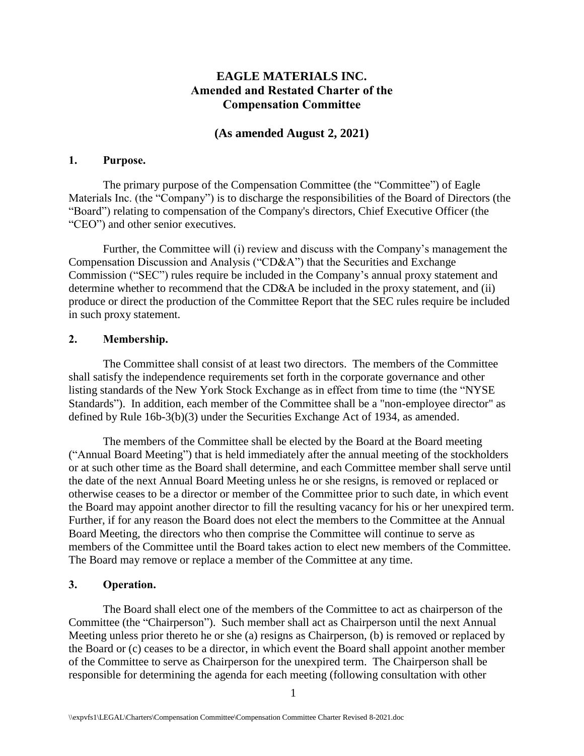# EAGLE MATERIALS INC.
# Amended and Restated Charter of the Compensation Committee

## (As amended August 2, 2021)

### 1. Purpose.

The primary purpose of the Compensation Committee (the "Committee") of Eagle Materials Inc. (the "Company") is to discharge the responsibilities of the Board of Directors (the "Board") relating to compensation of the Company's directors, Chief Executive Officer (the "CEO") and other senior executives.

Further, the Committee will (i) review and discuss with the Company's management the Compensation Discussion and Analysis ("CD&A") that the Securities and Exchange Commission ("SEC") rules require be included in the Company's annual proxy statement and determine whether to recommend that the CD&A be included in the proxy statement, and (ii) produce or direct the production of the Committee Report that the SEC rules require be included in such proxy statement.

### 2. Membership.

The Committee shall consist of at least two directors. The members of the Committee shall satisfy the independence requirements set forth in the corporate governance and other listing standards of the New York Stock Exchange as in effect from time to time (the "NYSE Standards"). In addition, each member of the Committee shall be a "non-employee director" as defined by Rule 16b-3(b)(3) under the Securities Exchange Act of 1934, as amended.

The members of the Committee shall be elected by the Board at the Board meeting ("Annual Board Meeting") that is held immediately after the annual meeting of the stockholders or at such other time as the Board shall determine, and each Committee member shall serve until the date of the next Annual Board Meeting unless he or she resigns, is removed or replaced or otherwise ceases to be a director or member of the Committee prior to such date, in which event the Board may appoint another director to fill the resulting vacancy for his or her unexpired term. Further, if for any reason the Board does not elect the members to the Committee at the Annual Board Meeting, the directors who then comprise the Committee will continue to serve as members of the Committee until the Board takes action to elect new members of the Committee. The Board may remove or replace a member of the Committee at any time.

### 3. Operation.

The Board shall elect one of the members of the Committee to act as chairperson of the Committee (the "Chairperson"). Such member shall act as Chairperson until the next Annual Meeting unless prior thereto he or she (a) resigns as Chairperson, (b) is removed or replaced by the Board or (c) ceases to be a director, in which event the Board shall appoint another member of the Committee to serve as Chairperson for the unexpired term. The Chairperson shall be responsible for determining the agenda for each meeting (following consultation with other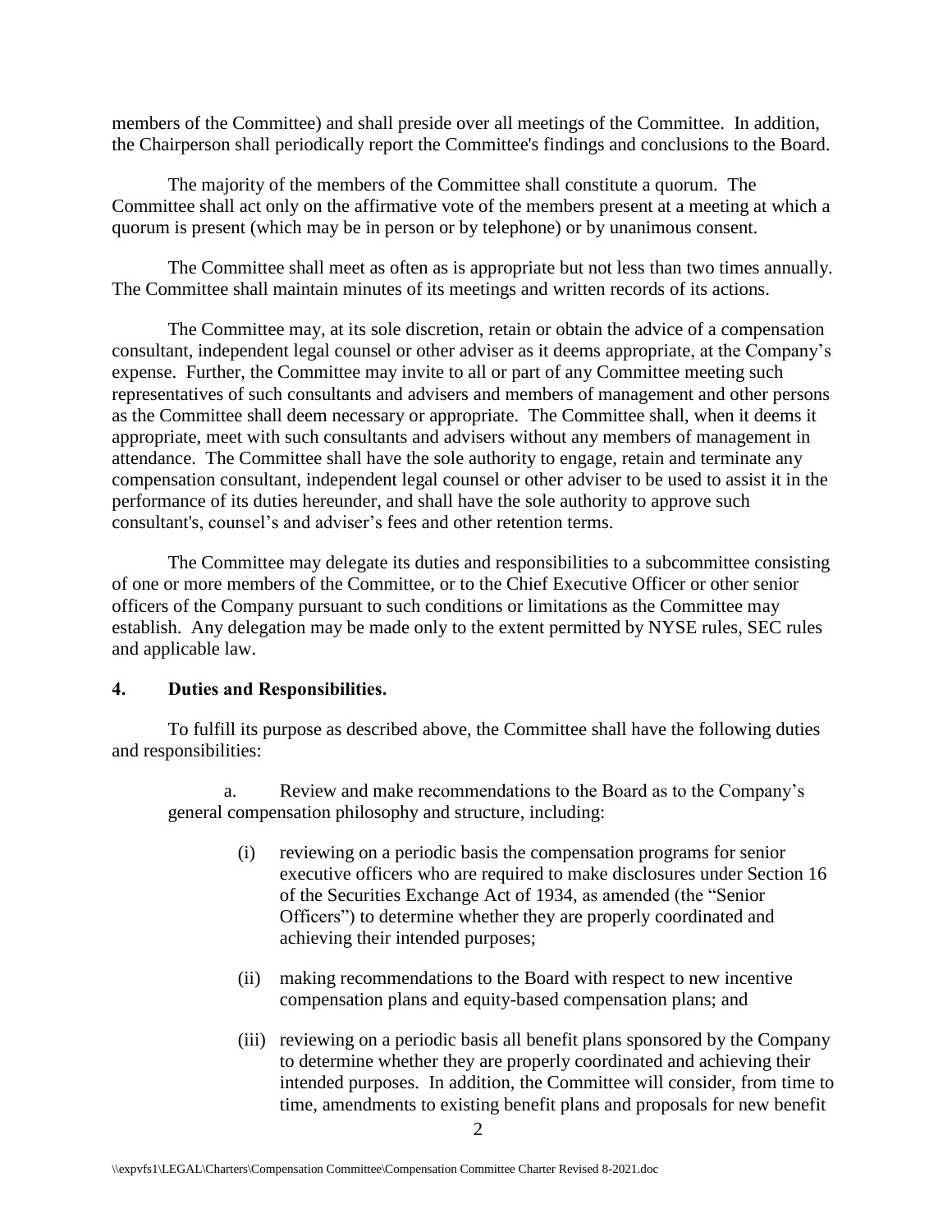members of the Committee) and shall preside over all meetings of the Committee. In addition, the Chairperson shall periodically report the Committee's findings and conclusions to the Board.

The majority of the members of the Committee shall constitute a quorum. The Committee shall act only on the affirmative vote of the members present at a meeting at which a quorum is present (which may be in person or by telephone) or by unanimous consent.

The Committee shall meet as often as is appropriate but not less than two times annually. The Committee shall maintain minutes of its meetings and written records of its actions.

The Committee may, at its sole discretion, retain or obtain the advice of a compensation consultant, independent legal counsel or other adviser as it deems appropriate, at the Company's expense. Further, the Committee may invite to all or part of any Committee meeting such representatives of such consultants and advisers and members of management and other persons as the Committee shall deem necessary or appropriate. The Committee shall, when it deems it appropriate, meet with such consultants and advisers without any members of management in attendance. The Committee shall have the sole authority to engage, retain and terminate any compensation consultant, independent legal counsel or other adviser to be used to assist it in the performance of its duties hereunder, and shall have the sole authority to approve such consultant's, counsel's and adviser's fees and other retention terms.

The Committee may delegate its duties and responsibilities to a subcommittee consisting of one or more members of the Committee, or to the Chief Executive Officer or other senior officers of the Company pursuant to such conditions or limitations as the Committee may establish. Any delegation may be made only to the extent permitted by NYSE rules, SEC rules and applicable law.

**4. Duties and Responsibilities.**

To fulfill its purpose as described above, the Committee shall have the following duties and responsibilities:

a. Review and make recommendations to the Board as to the Company's general compensation philosophy and structure, including:

(i) reviewing on a periodic basis the compensation programs for senior executive officers who are required to make disclosures under Section 16 of the Securities Exchange Act of 1934, as amended (the "Senior Officers") to determine whether they are properly coordinated and achieving their intended purposes;

(ii) making recommendations to the Board with respect to new incentive compensation plans and equity-based compensation plans; and

(iii) reviewing on a periodic basis all benefit plans sponsored by the Company to determine whether they are properly coordinated and achieving their intended purposes. In addition, the Committee will consider, from time to time, amendments to existing benefit plans and proposals for new benefit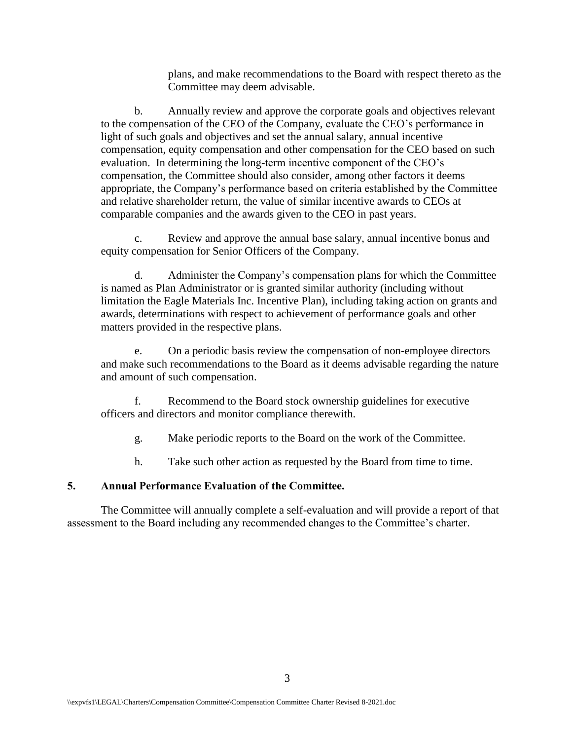plans, and make recommendations to the Board with respect thereto as the Committee may deem advisable.

b. Annually review and approve the corporate goals and objectives relevant to the compensation of the CEO of the Company, evaluate the CEO's performance in light of such goals and objectives and set the annual salary, annual incentive compensation, equity compensation and other compensation for the CEO based on such evaluation. In determining the long-term incentive component of the CEO's compensation, the Committee should also consider, among other factors it deems appropriate, the Company's performance based on criteria established by the Committee and relative shareholder return, the value of similar incentive awards to CEOs at comparable companies and the awards given to the CEO in past years.

c. Review and approve the annual base salary, annual incentive bonus and equity compensation for Senior Officers of the Company.

d. Administer the Company's compensation plans for which the Committee is named as Plan Administrator or is granted similar authority (including without limitation the Eagle Materials Inc. Incentive Plan), including taking action on grants and awards, determinations with respect to achievement of performance goals and other matters provided in the respective plans.

e. On a periodic basis review the compensation of non-employee directors and make such recommendations to the Board as it deems advisable regarding the nature and amount of such compensation.

f. Recommend to the Board stock ownership guidelines for executive officers and directors and monitor compliance therewith.

g. Make periodic reports to the Board on the work of the Committee.

h. Take such other action as requested by the Board from time to time.

**5. Annual Performance Evaluation of the Committee.**

The Committee will annually complete a self-evaluation and will provide a report of that assessment to the Board including any recommended changes to the Committee's charter.